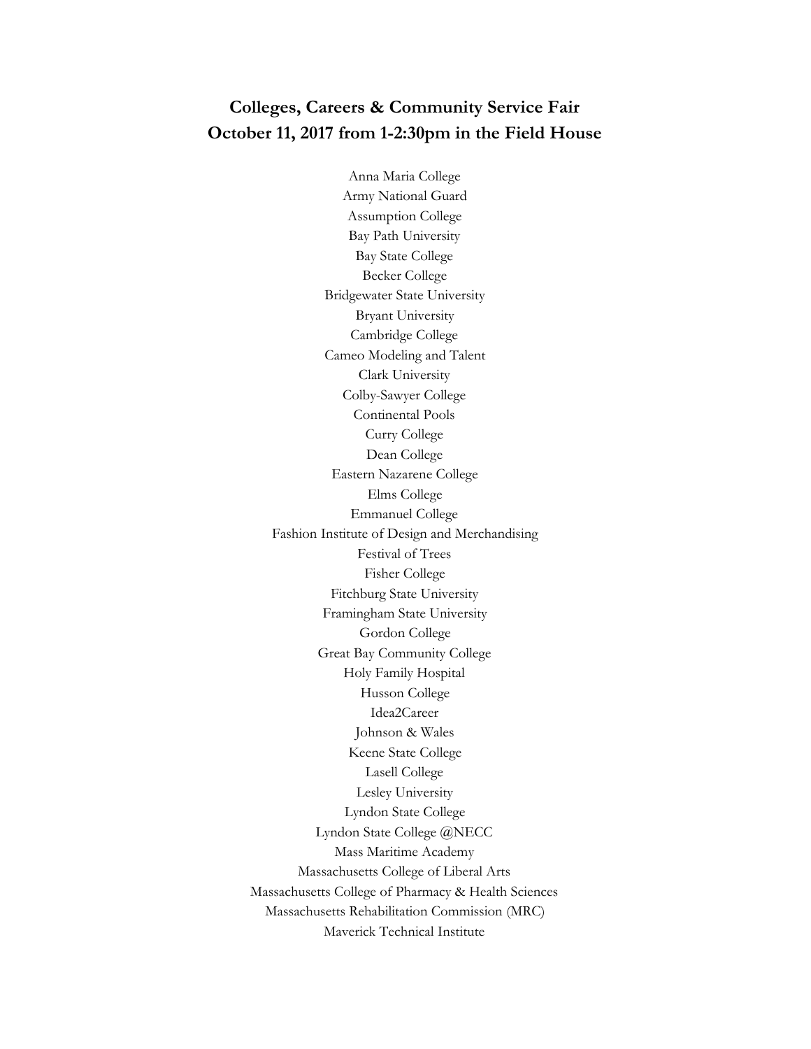**Colleges, Careers & Community Service Fair**
**October 11, 2017 from 1-2:30pm in the Field House**

Anna Maria College
Army National Guard
Assumption College
Bay Path University
Bay State College
Becker College
Bridgewater State University
Bryant University
Cambridge College
Cameo Modeling and Talent
Clark University
Colby-Sawyer College
Continental Pools
Curry College
Dean College
Eastern Nazarene College
Elms College
Emmanuel College
Fashion Institute of Design and Merchandising
Festival of Trees
Fisher College
Fitchburg State University
Framingham State University
Gordon College
Great Bay Community College
Holy Family Hospital
Husson College
Idea2Career
Johnson & Wales
Keene State College
Lasell College
Lesley University
Lyndon State College
Lyndon State College @NECC
Mass Maritime Academy
Massachusetts College of Liberal Arts
Massachusetts College of Pharmacy & Health Sciences
Massachusetts Rehabilitation Commission (MRC)
Maverick Technical Institute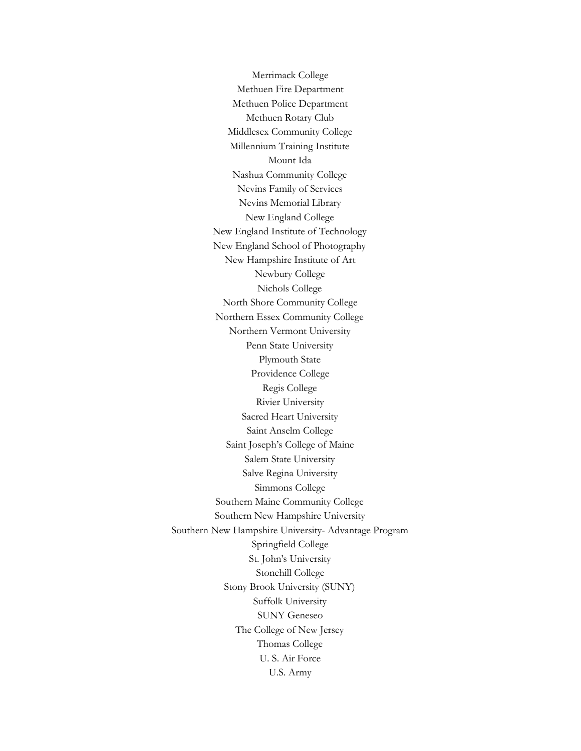Merrimack College
Methuen Fire Department
Methuen Police Department
Methuen Rotary Club
Middlesex Community College
Millennium Training Institute
Mount Ida
Nashua Community College
Nevins Family of Services
Nevins Memorial Library
New England College
New England Institute of Technology
New England School of Photography
New Hampshire Institute of Art
Newbury College
Nichols College
North Shore Community College
Northern Essex Community College
Northern Vermont University
Penn State University
Plymouth State
Providence College
Regis College
Rivier University
Sacred Heart University
Saint Anselm College
Saint Joseph's College of Maine
Salem State University
Salve Regina University
Simmons College
Southern Maine Community College
Southern New Hampshire University
Southern New Hampshire University- Advantage Program
Springfield College
St. John's University
Stonehill College
Stony Brook University (SUNY)
Suffolk University
SUNY Geneseo
The College of New Jersey
Thomas College
U. S. Air Force
U.S. Army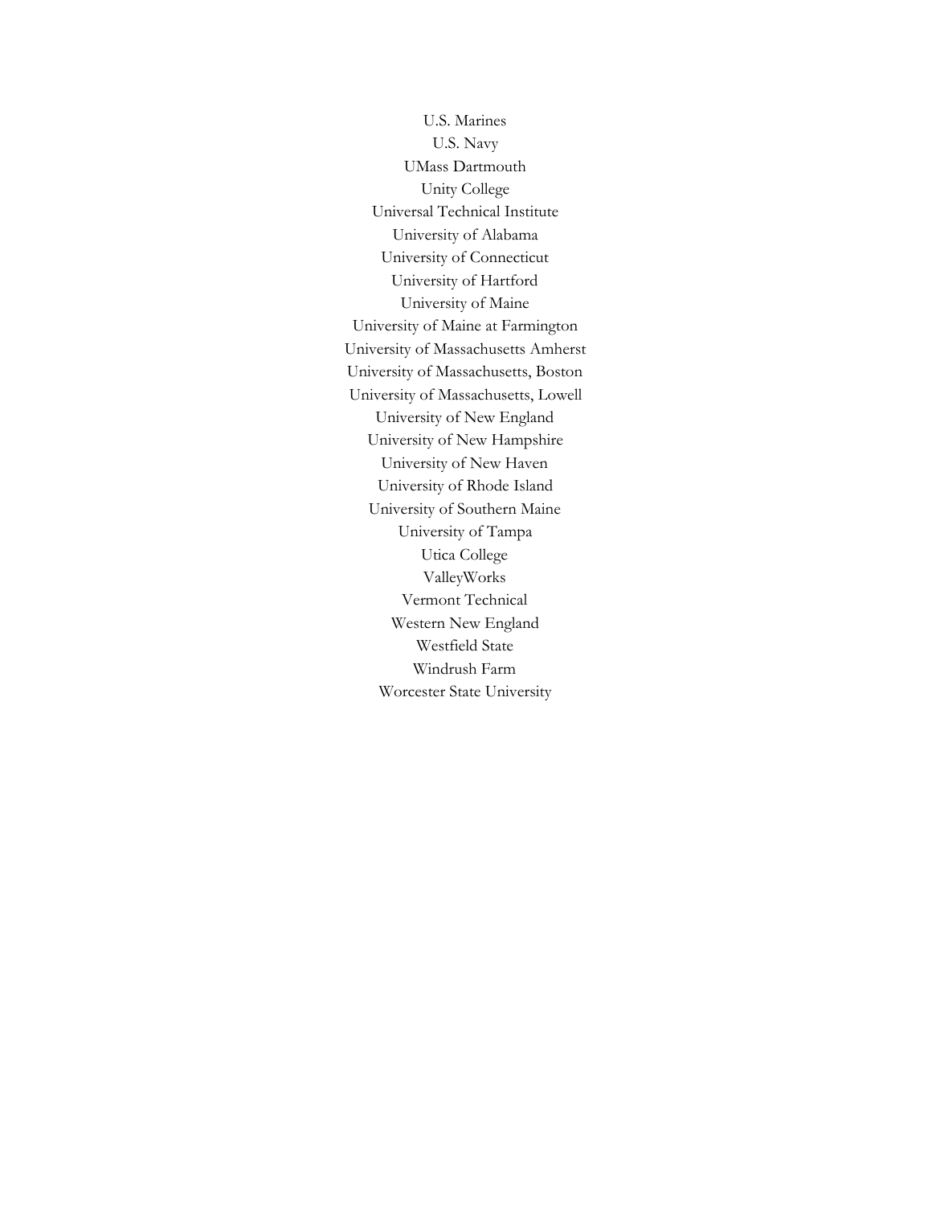U.S. Marines
U.S. Navy
UMass Dartmouth
Unity College
Universal Technical Institute
University of Alabama
University of Connecticut
University of Hartford
University of Maine
University of Maine at Farmington
University of Massachusetts Amherst
University of Massachusetts, Boston
University of Massachusetts, Lowell
University of New England
University of New Hampshire
University of New Haven
University of Rhode Island
University of Southern Maine
University of Tampa
Utica College
ValleyWorks
Vermont Technical
Western New England
Westfield State
Windrush Farm
Worcester State University